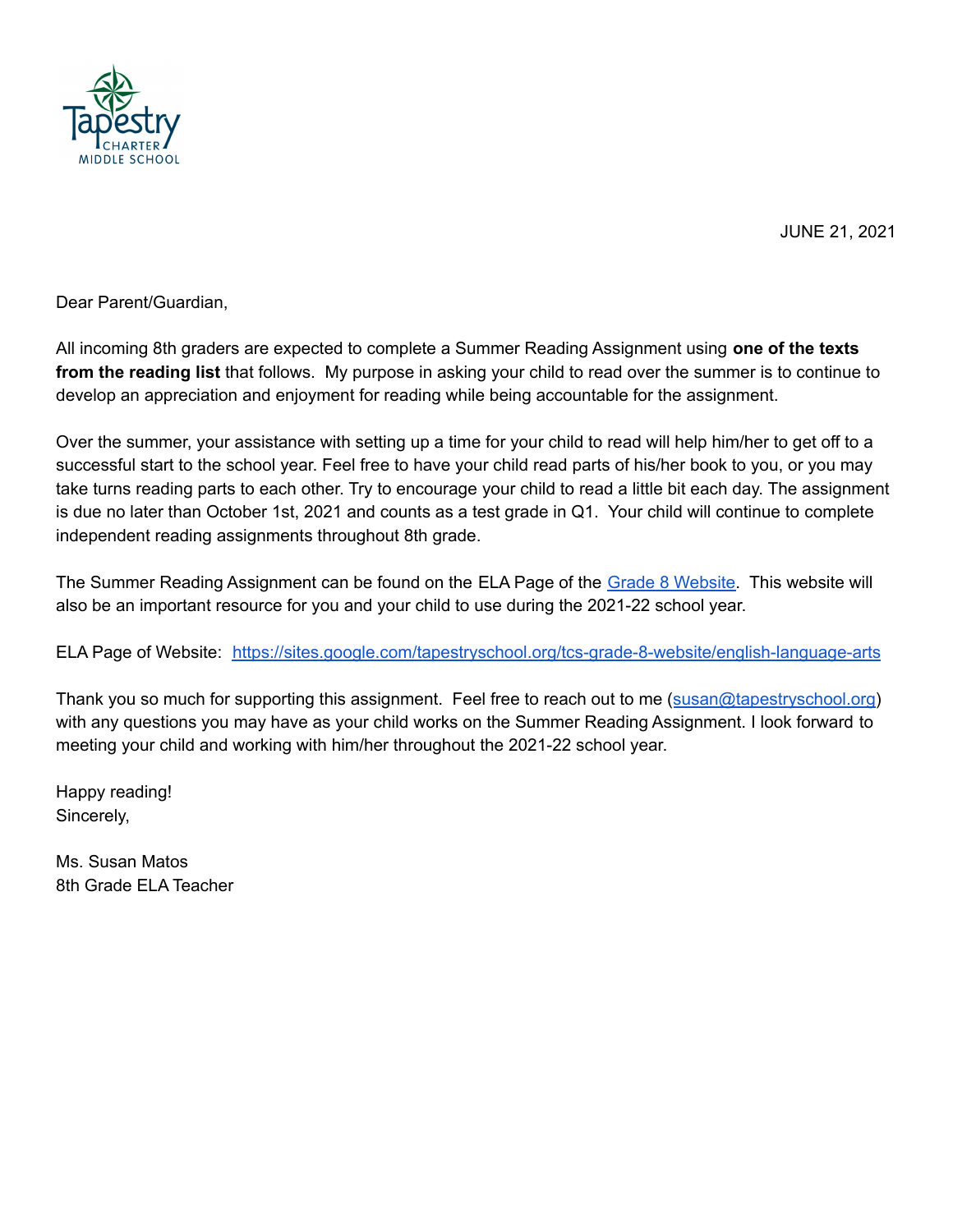Tapestry CHARTER MIDDLE SCHOOL

JUNE 21, 2021

Dear Parent/Guardian,

All incoming 8th graders are expected to complete a Summer Reading Assignment using **one of the texts from the reading list** that follows. My purpose in asking your child to read over the summer is to continue to develop an appreciation and enjoyment for reading while being accountable for the assignment.

Over the summer, your assistance with setting up a time for your child to read will help him/her to get off to a successful start to the school year. Feel free to have your child read parts of his/her book to you, or you may take turns reading parts to each other. Try to encourage your child to read a little bit each day. The assignment is due no later than October 1st, 2021 and counts as a test grade in Q1. Your child will continue to complete independent reading assignments throughout 8th grade.

The Summer Reading Assignment can be found on the ELA Page of the [Grade 8 Website](https://sites.google.com/tapestryschool.org/tcs-grade-8-website/english-language-arts). This website will also be an important resource for you and your child to use during the 2021-22 school year.

ELA Page of Website: [https://sites.google.com/tapestryschool.org/tcs-grade-8-website/english-language-arts](https://sites.google.com/tapestryschool.org/tcs-grade-8-website/english-language-arts)

Thank you so much for supporting this assignment. Feel free to reach out to me ([susan@tapestryschool.org](mailto:susan@tapestryschool.org)) with any questions you may have as your child works on the Summer Reading Assignment. I look forward to meeting your child and working with him/her throughout the 2021-22 school year.

Happy reading!
Sincerely,

Ms. Susan Matos
8th Grade ELA Teacher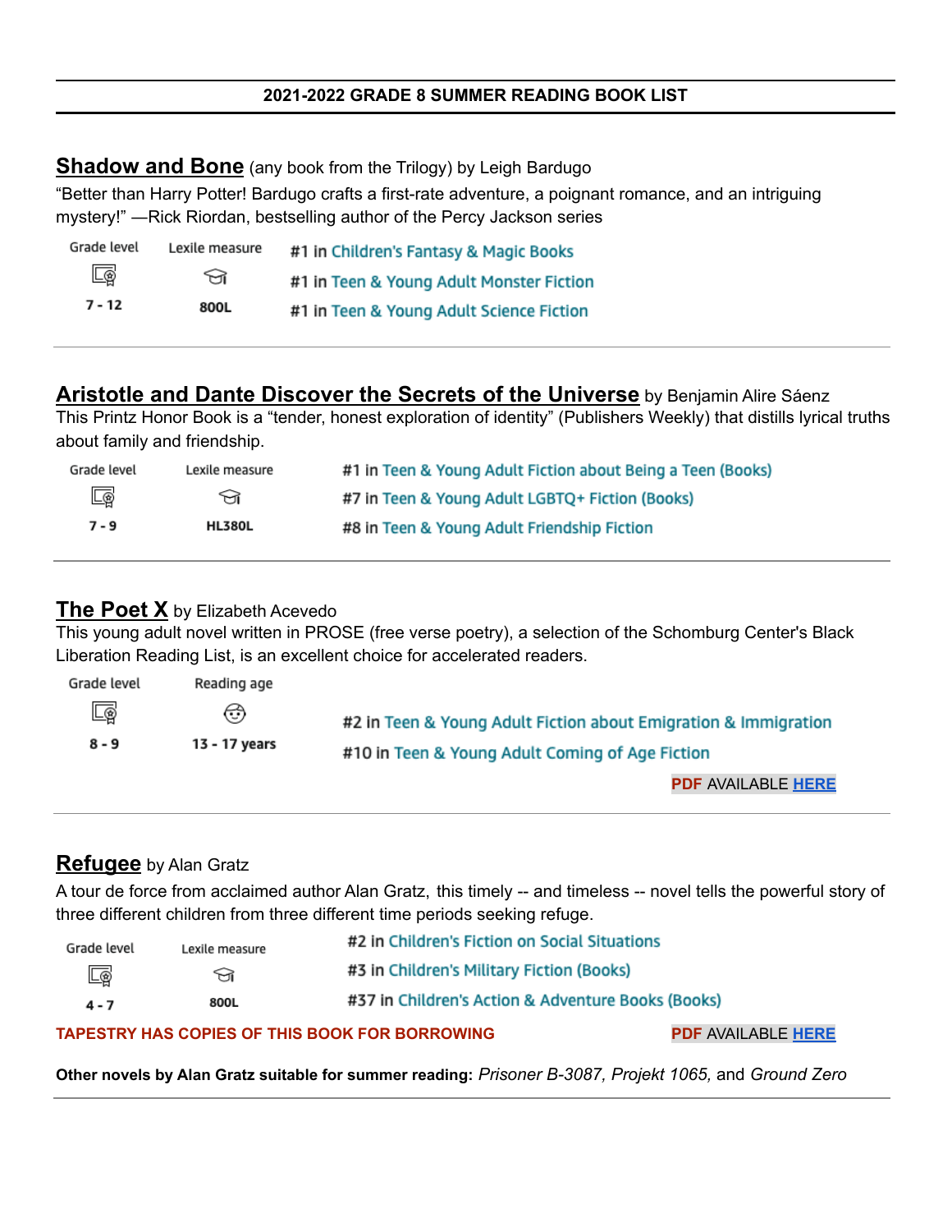**2021-2022 GRADE 8 SUMMER READING BOOK LIST**

## **Shadow and Bone** (any book from the Trilogy) by Leigh Bardugo

"Better than Harry Potter! Bardugo crafts a first-rate adventure, a poignant romance, and an intriguing mystery!" —Rick Riordan, bestselling author of the Percy Jackson series

| Grade level | Lexile measure |
|---|---|
| 7 - 12 | 800L |

- #1 in Children's Fantasy & Magic Books
- #1 in Teen & Young Adult Monster Fiction
- #1 in Teen & Young Adult Science Fiction

---

## **Aristotle and Dante Discover the Secrets of the Universe** by Benjamin Alire Sáenz

This Printz Honor Book is a "tender, honest exploration of identity" (Publishers Weekly) that distills lyrical truths about family and friendship.

| Grade level | Lexile measure |
|---|---|
| 7 - 9 | HL380L |

- #1 in Teen & Young Adult Fiction about Being a Teen (Books)
- #7 in Teen & Young Adult LGBTQ+ Fiction (Books)
- #8 in Teen & Young Adult Friendship Fiction

---

## **The Poet X** by Elizabeth Acevedo

This young adult novel written in PROSE (free verse poetry), a selection of the Schomburg Center's Black Liberation Reading List, is an excellent choice for accelerated readers.

| Grade level | Reading age |
|---|---|
| 8 - 9 | 13 - 17 years |

- #2 in Teen & Young Adult Fiction about Emigration & Immigration
- #10 in Teen & Young Adult Coming of Age Fiction

**PDF** AVAILABLE **HERE**

---

## **Refugee** by Alan Gratz

A tour de force from acclaimed author Alan Gratz, this timely -- and timeless -- novel tells the powerful story of three different children from three different time periods seeking refuge.

| Grade level | Lexile measure |
|---|---|
| 4 - 7 | 800L |

- #2 in Children's Fiction on Social Situations
- #3 in Children's Military Fiction (Books)
- #37 in Children's Action & Adventure Books (Books)

**TAPESTRY HAS COPIES OF THIS BOOK FOR BORROWING**

**PDF** AVAILABLE **HERE**

**Other novels by Alan Gratz suitable for summer reading:** *Prisoner B-3087, Projekt 1065,* and *Ground Zero*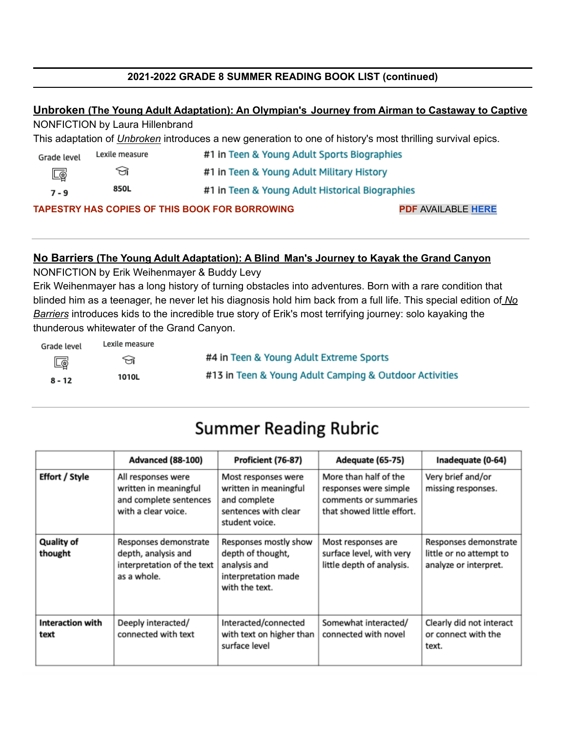**2021-2022 GRADE 8 SUMMER READING BOOK LIST (continued)**

**Unbroken (The Young Adult Adaptation): An Olympian's Journey from Airman to Castaway to Captive**
NONFICTION by Laura Hillenbrand
This adaptation of *Unbroken* introduces a new generation to one of history's most thrilling survival epics.

| Grade level | Lexile measure |
|---|---|
| 7 - 9 | 850L |

- #1 in Teen & Young Adult Sports Biographies
- #1 in Teen & Young Adult Military History
- #1 in Teen & Young Adult Historical Biographies

**TAPESTRY HAS COPIES OF THIS BOOK FOR BORROWING** PDF AVAILABLE HERE

---

**No Barriers (The Young Adult Adaptation): A Blind Man's Journey to Kayak the Grand Canyon**
NONFICTION by Erik Weihenmayer & Buddy Levy
Erik Weihenmayer has a long history of turning obstacles into adventures. Born with a rare condition that blinded him as a teenager, he never let his diagnosis hold him back from a full life. This special edition of *No Barriers* introduces kids to the incredible true story of Erik's most terrifying journey: solo kayaking the thunderous whitewater of the Grand Canyon.

| Grade level | Lexile measure |
|---|---|
| 8 - 12 | 1010L |

- #4 in Teen & Young Adult Extreme Sports
- #13 in Teen & Young Adult Camping & Outdoor Activities

---

# Summer Reading Rubric

| | Advanced (88-100) | Proficient (76-87) | Adequate (65-75) | Inadequate (0-64) |
|---|---|---|---|---|
| **Effort / Style** | All responses were written in meaningful and complete sentences with a clear voice. | Most responses were written in meaningful and complete sentences with clear student voice. | More than half of the responses were simple comments or summaries that showed little effort. | Very brief and/or missing responses. |
| **Quality of thought** | Responses demonstrate depth, analysis and interpretation of the text as a whole. | Responses mostly show depth of thought, analysis and interpretation made with the text. | Most responses are surface level, with very little depth of analysis. | Responses demonstrate little or no attempt to analyze or interpret. |
| **Interaction with text** | Deeply interacted/ connected with text | Interacted/connected with text on higher than surface level | Somewhat interacted/ connected with novel | Clearly did not interact or connect with the text. |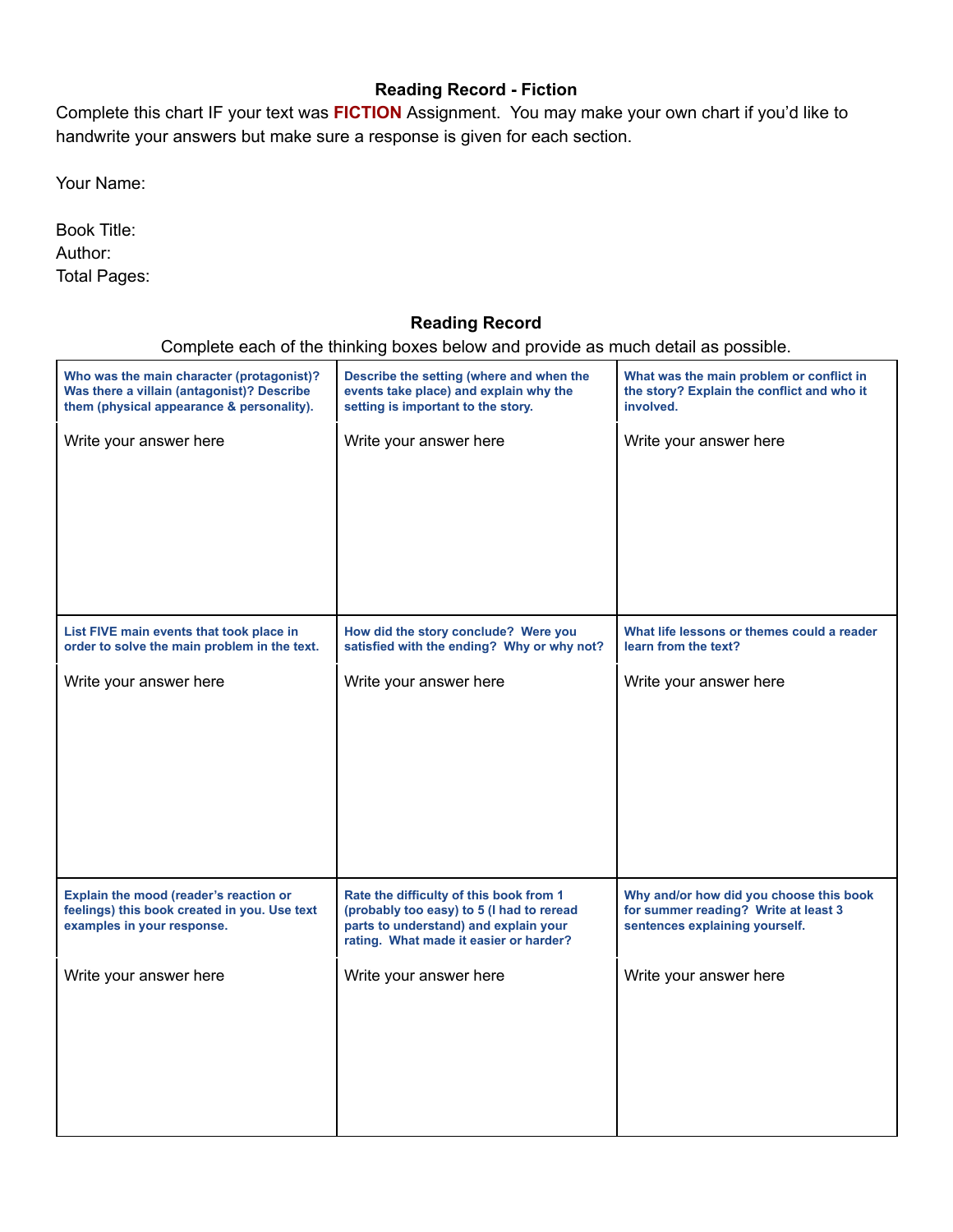## Reading Record - Fiction

Complete this chart IF your text was **FICTION** Assignment. You may make your own chart if you'd like to handwrite your answers but make sure a response is given for each section.

Your Name:

Book Title:
Author:
Total Pages:

### Reading Record

Complete each of the thinking boxes below and provide as much detail as possible.

| **Who was the main character (protagonist)? Was there a villain (antagonist)? Describe them (physical appearance & personality).** | **Describe the setting (where and when the events take place) and explain why the setting is important to the story.** | **What was the main problem or conflict in the story? Explain the conflict and who it involved.** |
|---|---|---|
| Write your answer here | Write your answer here | Write your answer here |
| **List FIVE main events that took place in order to solve the main problem in the text.** | **How did the story conclude? Were you satisfied with the ending? Why or why not?** | **What life lessons or themes could a reader learn from the text?** |
| Write your answer here | Write your answer here | Write your answer here |
| **Explain the mood (reader's reaction or feelings) this book created in you. Use text examples in your response.** | **Rate the difficulty of this book from 1 (probably too easy) to 5 (I had to reread parts to understand) and explain your rating. What made it easier or harder?** | **Why and/or how did you choose this book for summer reading? Write at least 3 sentences explaining yourself.** |
| Write your answer here | Write your answer here | Write your answer here |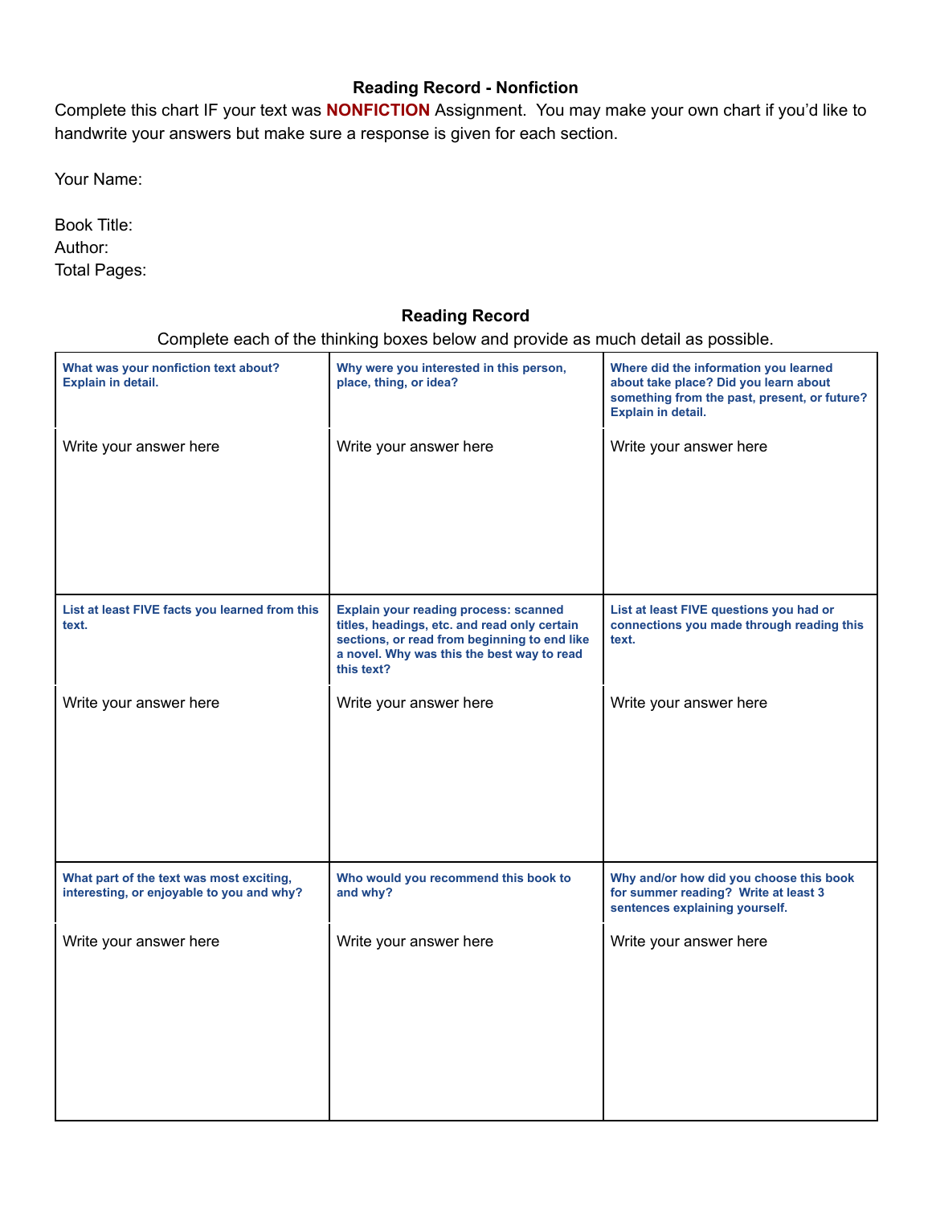## Reading Record - Nonfiction

Complete this chart IF your text was **NONFICTION** Assignment. You may make your own chart if you'd like to handwrite your answers but make sure a response is given for each section.

Your Name:

Book Title:
Author:
Total Pages:

### Reading Record

Complete each of the thinking boxes below and provide as much detail as possible.

| | | |
|---|---|---|
| **What was your nonfiction text about? Explain in detail.** | **Why were you interested in this person, place, thing, or idea?** | **Where did the information you learned about take place? Did you learn about something from the past, present, or future? Explain in detail.** |
| Write your answer here | Write your answer here | Write your answer here |
| **List at least FIVE facts you learned from this text.** | **Explain your reading process: scanned titles, headings, etc. and read only certain sections, or read from beginning to end like a novel. Why was this the best way to read this text?** | **List at least FIVE questions you had or connections you made through reading this text.** |
| Write your answer here | Write your answer here | Write your answer here |
| **What part of the text was most exciting, interesting, or enjoyable to you and why?** | **Who would you recommend this book to and why?** | **Why and/or how did you choose this book for summer reading? Write at least 3 sentences explaining yourself.** |
| Write your answer here | Write your answer here | Write your answer here |